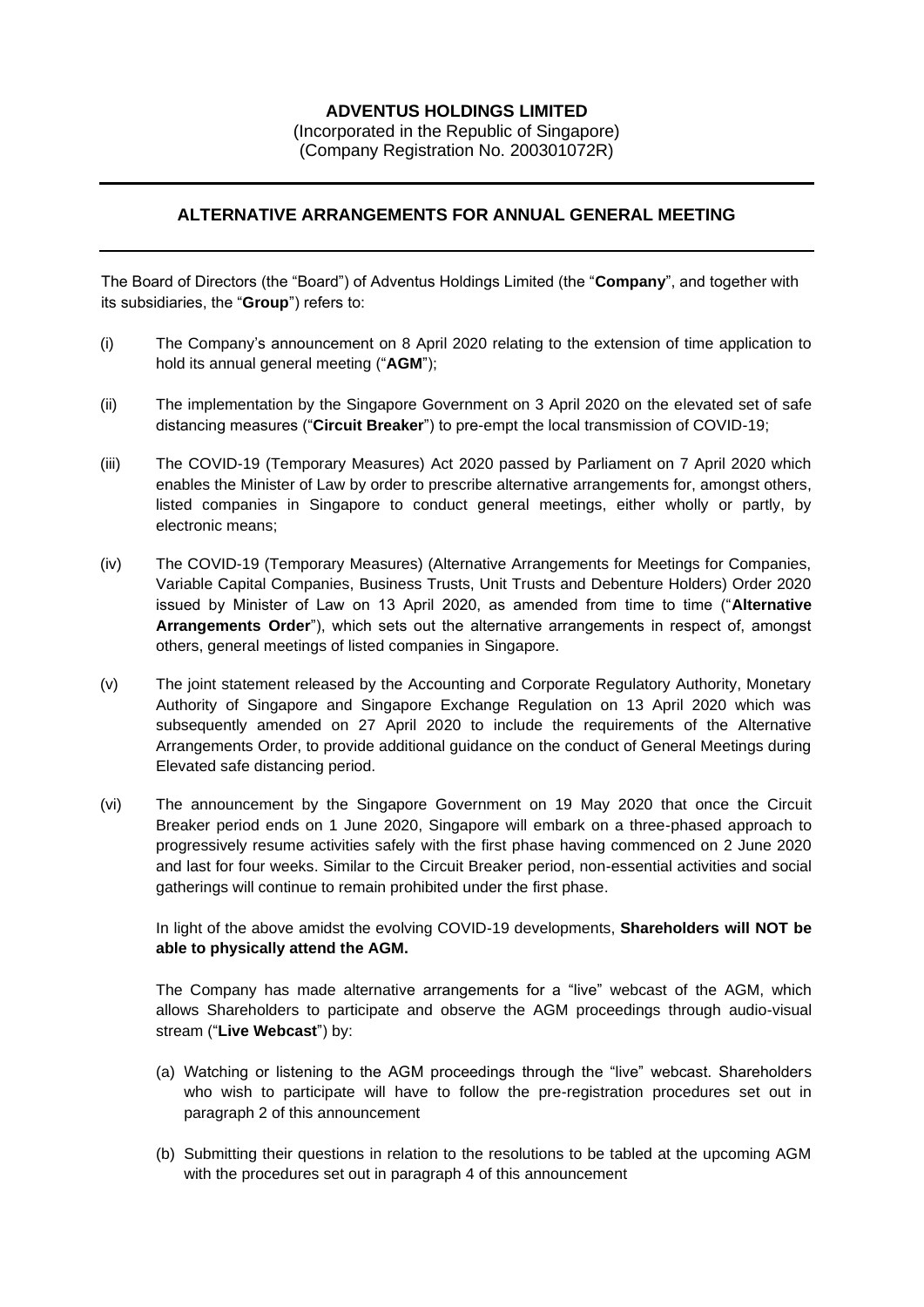# ADVENTUS HOLDINGS LIMITED

(Incorporated in the Republic of Singapore)
(Company Registration No. 200301072R)

---

## ALTERNATIVE ARRANGEMENTS FOR ANNUAL GENERAL MEETING

---

The Board of Directors (the "Board") of Adventus Holdings Limited (the "**Company**", and together with its subsidiaries, the "**Group**") refers to:

(i) The Company's announcement on 8 April 2020 relating to the extension of time application to hold its annual general meeting ("**AGM**");

(ii) The implementation by the Singapore Government on 3 April 2020 on the elevated set of safe distancing measures ("**Circuit Breaker**") to pre-empt the local transmission of COVID-19;

(iii) The COVID-19 (Temporary Measures) Act 2020 passed by Parliament on 7 April 2020 which enables the Minister of Law by order to prescribe alternative arrangements for, amongst others, listed companies in Singapore to conduct general meetings, either wholly or partly, by electronic means;

(iv) The COVID-19 (Temporary Measures) (Alternative Arrangements for Meetings for Companies, Variable Capital Companies, Business Trusts, Unit Trusts and Debenture Holders) Order 2020 issued by Minister of Law on 13 April 2020, as amended from time to time ("**Alternative Arrangements Order**"), which sets out the alternative arrangements in respect of, amongst others, general meetings of listed companies in Singapore.

(v) The joint statement released by the Accounting and Corporate Regulatory Authority, Monetary Authority of Singapore and Singapore Exchange Regulation on 13 April 2020 which was subsequently amended on 27 April 2020 to include the requirements of the Alternative Arrangements Order, to provide additional guidance on the conduct of General Meetings during Elevated safe distancing period.

(vi) The announcement by the Singapore Government on 19 May 2020 that once the Circuit Breaker period ends on 1 June 2020, Singapore will embark on a three-phased approach to progressively resume activities safely with the first phase having commenced on 2 June 2020 and last for four weeks. Similar to the Circuit Breaker period, non-essential activities and social gatherings will continue to remain prohibited under the first phase.

In light of the above amidst the evolving COVID-19 developments, **Shareholders will NOT be able to physically attend the AGM.**

The Company has made alternative arrangements for a "live" webcast of the AGM, which allows Shareholders to participate and observe the AGM proceedings through audio-visual stream ("**Live Webcast**") by:

(a) Watching or listening to the AGM proceedings through the "live" webcast. Shareholders who wish to participate will have to follow the pre-registration procedures set out in paragraph 2 of this announcement

(b) Submitting their questions in relation to the resolutions to be tabled at the upcoming AGM with the procedures set out in paragraph 4 of this announcement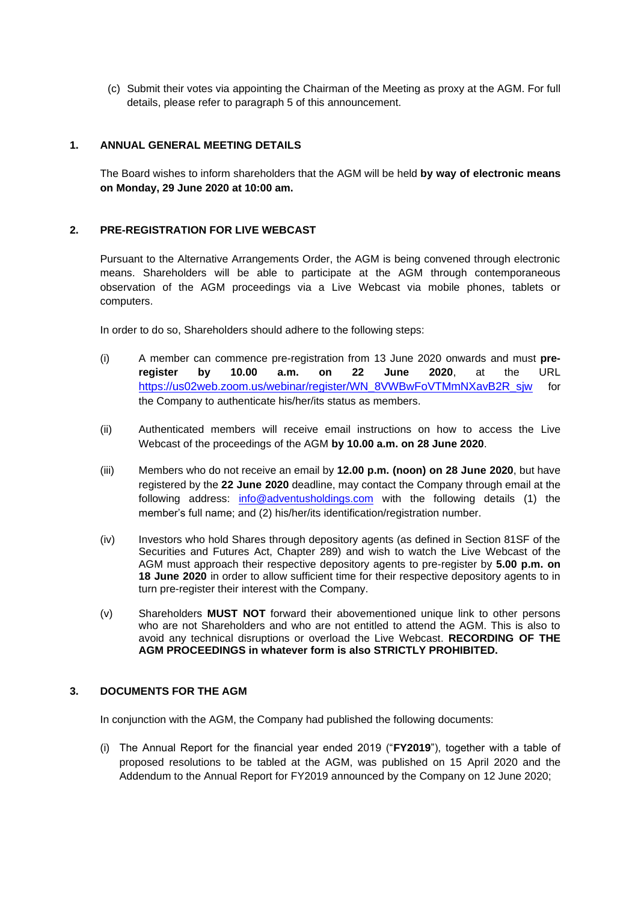(c) Submit their votes via appointing the Chairman of the Meeting as proxy at the AGM. For full details, please refer to paragraph 5 of this announcement.

## 1. ANNUAL GENERAL MEETING DETAILS

The Board wishes to inform shareholders that the AGM will be held **by way of electronic means on Monday, 29 June 2020 at 10:00 am.**

## 2. PRE-REGISTRATION FOR LIVE WEBCAST

Pursuant to the Alternative Arrangements Order, the AGM is being convened through electronic means. Shareholders will be able to participate at the AGM through contemporaneous observation of the AGM proceedings via a Live Webcast via mobile phones, tablets or computers.

In order to do so, Shareholders should adhere to the following steps:

(i) A member can commence pre-registration from 13 June 2020 onwards and must **pre-register by 10.00 a.m. on 22 June 2020**, at the URL https://us02web.zoom.us/webinar/register/WN_8VWBwFoVTMmNXavB2R_sjw for the Company to authenticate his/her/its status as members.

(ii) Authenticated members will receive email instructions on how to access the Live Webcast of the proceedings of the AGM **by 10.00 a.m. on 28 June 2020**.

(iii) Members who do not receive an email by **12.00 p.m. (noon) on 28 June 2020**, but have registered by the **22 June 2020** deadline, may contact the Company through email at the following address: info@adventusholdings.com with the following details (1) the member's full name; and (2) his/her/its identification/registration number.

(iv) Investors who hold Shares through depository agents (as defined in Section 81SF of the Securities and Futures Act, Chapter 289) and wish to watch the Live Webcast of the AGM must approach their respective depository agents to pre-register by **5.00 p.m. on 18 June 2020** in order to allow sufficient time for their respective depository agents to in turn pre-register their interest with the Company.

(v) Shareholders **MUST NOT** forward their abovementioned unique link to other persons who are not Shareholders and who are not entitled to attend the AGM. This is also to avoid any technical disruptions or overload the Live Webcast. **RECORDING OF THE AGM PROCEEDINGS in whatever form is also STRICTLY PROHIBITED.**

## 3. DOCUMENTS FOR THE AGM

In conjunction with the AGM, the Company had published the following documents:

(i) The Annual Report for the financial year ended 2019 ("**FY2019**"), together with a table of proposed resolutions to be tabled at the AGM, was published on 15 April 2020 and the Addendum to the Annual Report for FY2019 announced by the Company on 12 June 2020;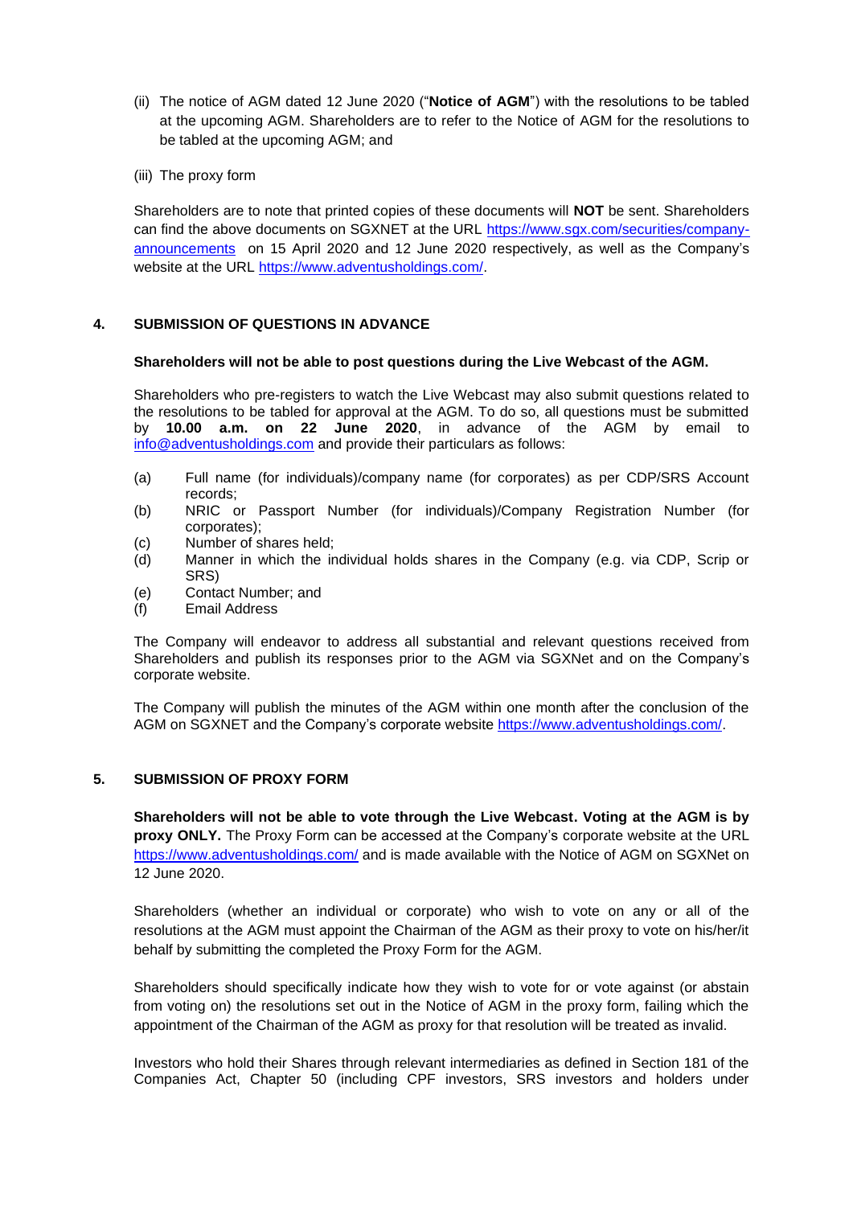(ii) The notice of AGM dated 12 June 2020 ("**Notice of AGM**") with the resolutions to be tabled at the upcoming AGM. Shareholders are to refer to the Notice of AGM for the resolutions to be tabled at the upcoming AGM; and

(iii) The proxy form

Shareholders are to note that printed copies of these documents will **NOT** be sent. Shareholders can find the above documents on SGXNET at the URL https://www.sgx.com/securities/company-announcements on 15 April 2020 and 12 June 2020 respectively, as well as the Company's website at the URL https://www.adventusholdings.com/.

## 4. SUBMISSION OF QUESTIONS IN ADVANCE

**Shareholders will not be able to post questions during the Live Webcast of the AGM.**

Shareholders who pre-registers to watch the Live Webcast may also submit questions related to the resolutions to be tabled for approval at the AGM. To do so, all questions must be submitted by **10.00 a.m. on 22 June 2020**, in advance of the AGM by email to info@adventusholdings.com and provide their particulars as follows:

(a) Full name (for individuals)/company name (for corporates) as per CDP/SRS Account records;
(b) NRIC or Passport Number (for individuals)/Company Registration Number (for corporates);
(c) Number of shares held;
(d) Manner in which the individual holds shares in the Company (e.g. via CDP, Scrip or SRS)
(e) Contact Number; and
(f) Email Address

The Company will endeavor to address all substantial and relevant questions received from Shareholders and publish its responses prior to the AGM via SGXNet and on the Company's corporate website.

The Company will publish the minutes of the AGM within one month after the conclusion of the AGM on SGXNET and the Company's corporate website https://www.adventusholdings.com/.

## 5. SUBMISSION OF PROXY FORM

**Shareholders will not be able to vote through the Live Webcast. Voting at the AGM is by proxy ONLY.** The Proxy Form can be accessed at the Company's corporate website at the URL https://www.adventusholdings.com/ and is made available with the Notice of AGM on SGXNet on 12 June 2020.

Shareholders (whether an individual or corporate) who wish to vote on any or all of the resolutions at the AGM must appoint the Chairman of the AGM as their proxy to vote on his/her/it behalf by submitting the completed the Proxy Form for the AGM.

Shareholders should specifically indicate how they wish to vote for or vote against (or abstain from voting on) the resolutions set out in the Notice of AGM in the proxy form, failing which the appointment of the Chairman of the AGM as proxy for that resolution will be treated as invalid.

Investors who hold their Shares through relevant intermediaries as defined in Section 181 of the Companies Act, Chapter 50 (including CPF investors, SRS investors and holders under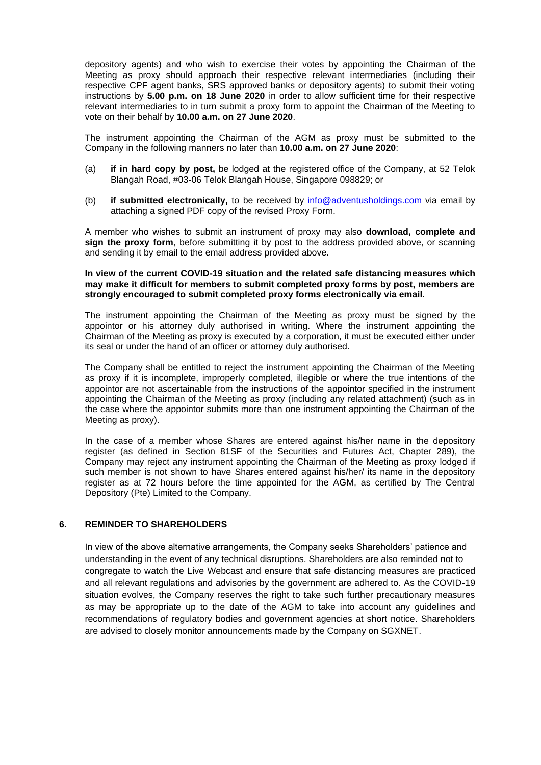depository agents) and who wish to exercise their votes by appointing the Chairman of the Meeting as proxy should approach their respective relevant intermediaries (including their respective CPF agent banks, SRS approved banks or depository agents) to submit their voting instructions by **5.00 p.m. on 18 June 2020** in order to allow sufficient time for their respective relevant intermediaries to in turn submit a proxy form to appoint the Chairman of the Meeting to vote on their behalf by **10.00 a.m. on 27 June 2020**.

The instrument appointing the Chairman of the AGM as proxy must be submitted to the Company in the following manners no later than **10.00 a.m. on 27 June 2020**:

(a) **if in hard copy by post,** be lodged at the registered office of the Company, at 52 Telok Blangah Road, #03-06 Telok Blangah House, Singapore 098829; or

(b) **if submitted electronically,** to be received by info@adventusholdings.com via email by attaching a signed PDF copy of the revised Proxy Form.

A member who wishes to submit an instrument of proxy may also **download, complete and sign the proxy form**, before submitting it by post to the address provided above, or scanning and sending it by email to the email address provided above.

**In view of the current COVID-19 situation and the related safe distancing measures which may make it difficult for members to submit completed proxy forms by post, members are strongly encouraged to submit completed proxy forms electronically via email.**

The instrument appointing the Chairman of the Meeting as proxy must be signed by the appointor or his attorney duly authorised in writing. Where the instrument appointing the Chairman of the Meeting as proxy is executed by a corporation, it must be executed either under its seal or under the hand of an officer or attorney duly authorised.

The Company shall be entitled to reject the instrument appointing the Chairman of the Meeting as proxy if it is incomplete, improperly completed, illegible or where the true intentions of the appointor are not ascertainable from the instructions of the appointor specified in the instrument appointing the Chairman of the Meeting as proxy (including any related attachment) (such as in the case where the appointor submits more than one instrument appointing the Chairman of the Meeting as proxy).

In the case of a member whose Shares are entered against his/her name in the depository register (as defined in Section 81SF of the Securities and Futures Act, Chapter 289), the Company may reject any instrument appointing the Chairman of the Meeting as proxy lodged if such member is not shown to have Shares entered against his/her/ its name in the depository register as at 72 hours before the time appointed for the AGM, as certified by The Central Depository (Pte) Limited to the Company.

## 6. REMINDER TO SHAREHOLDERS

In view of the above alternative arrangements, the Company seeks Shareholders' patience and understanding in the event of any technical disruptions. Shareholders are also reminded not to congregate to watch the Live Webcast and ensure that safe distancing measures are practiced and all relevant regulations and advisories by the government are adhered to. As the COVID-19 situation evolves, the Company reserves the right to take such further precautionary measures as may be appropriate up to the date of the AGM to take into account any guidelines and recommendations of regulatory bodies and government agencies at short notice. Shareholders are advised to closely monitor announcements made by the Company on SGXNET.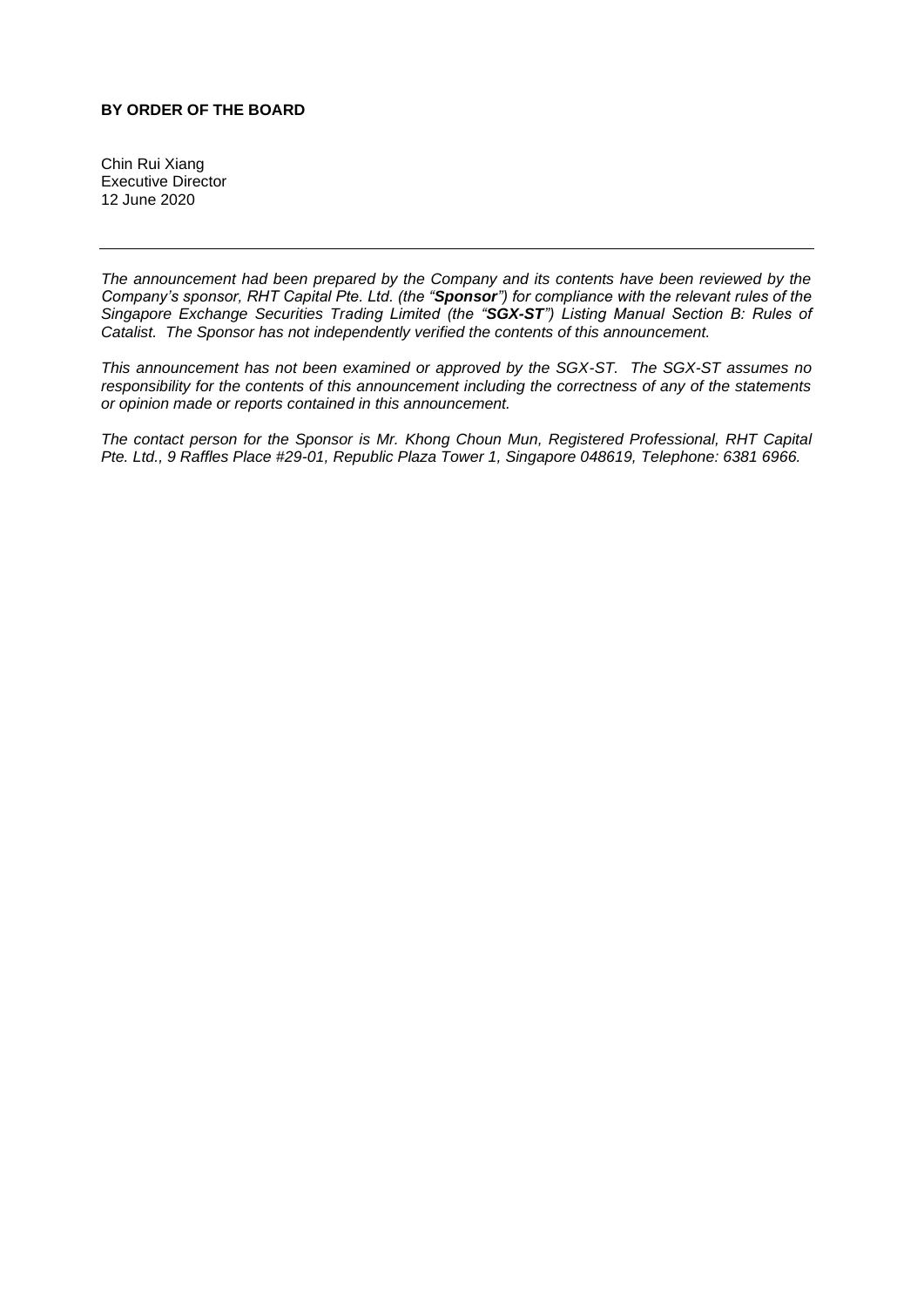**BY ORDER OF THE BOARD**

Chin Rui Xiang
Executive Director
12 June 2020

---

*The announcement had been prepared by the Company and its contents have been reviewed by the Company's sponsor, RHT Capital Pte. Ltd. (the "**Sponsor**") for compliance with the relevant rules of the Singapore Exchange Securities Trading Limited (the "**SGX-ST**") Listing Manual Section B: Rules of Catalist. The Sponsor has not independently verified the contents of this announcement.*

*This announcement has not been examined or approved by the SGX-ST. The SGX-ST assumes no responsibility for the contents of this announcement including the correctness of any of the statements or opinion made or reports contained in this announcement.*

*The contact person for the Sponsor is Mr. Khong Choun Mun, Registered Professional, RHT Capital Pte. Ltd., 9 Raffles Place #29-01, Republic Plaza Tower 1, Singapore 048619, Telephone: 6381 6966.*